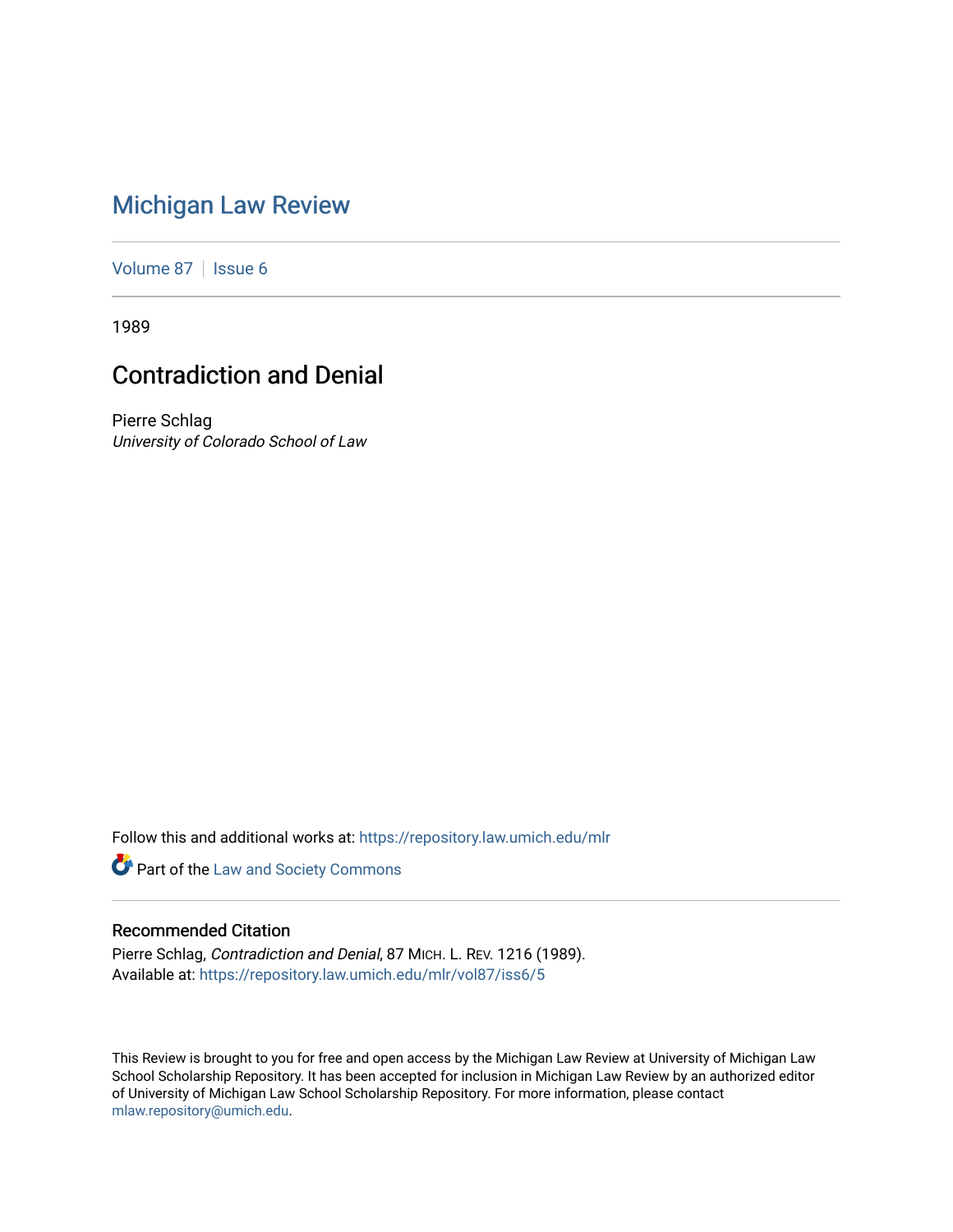# Michigan Law Review

Volume 87 | Issue 6

1989

## Contradiction and Denial

Pierre Schlag
*University of Colorado School of Law*

Follow this and additional works at: https://repository.law.umich.edu/mlr

Part of the Law and Society Commons

### Recommended Citation

Pierre Schlag, *Contradiction and Denial*, 87 MICH. L. REV. 1216 (1989).
Available at: https://repository.law.umich.edu/mlr/vol87/iss6/5

This Review is brought to you for free and open access by the Michigan Law Review at University of Michigan Law School Scholarship Repository. It has been accepted for inclusion in Michigan Law Review by an authorized editor of University of Michigan Law School Scholarship Repository. For more information, please contact mlaw.repository@umich.edu.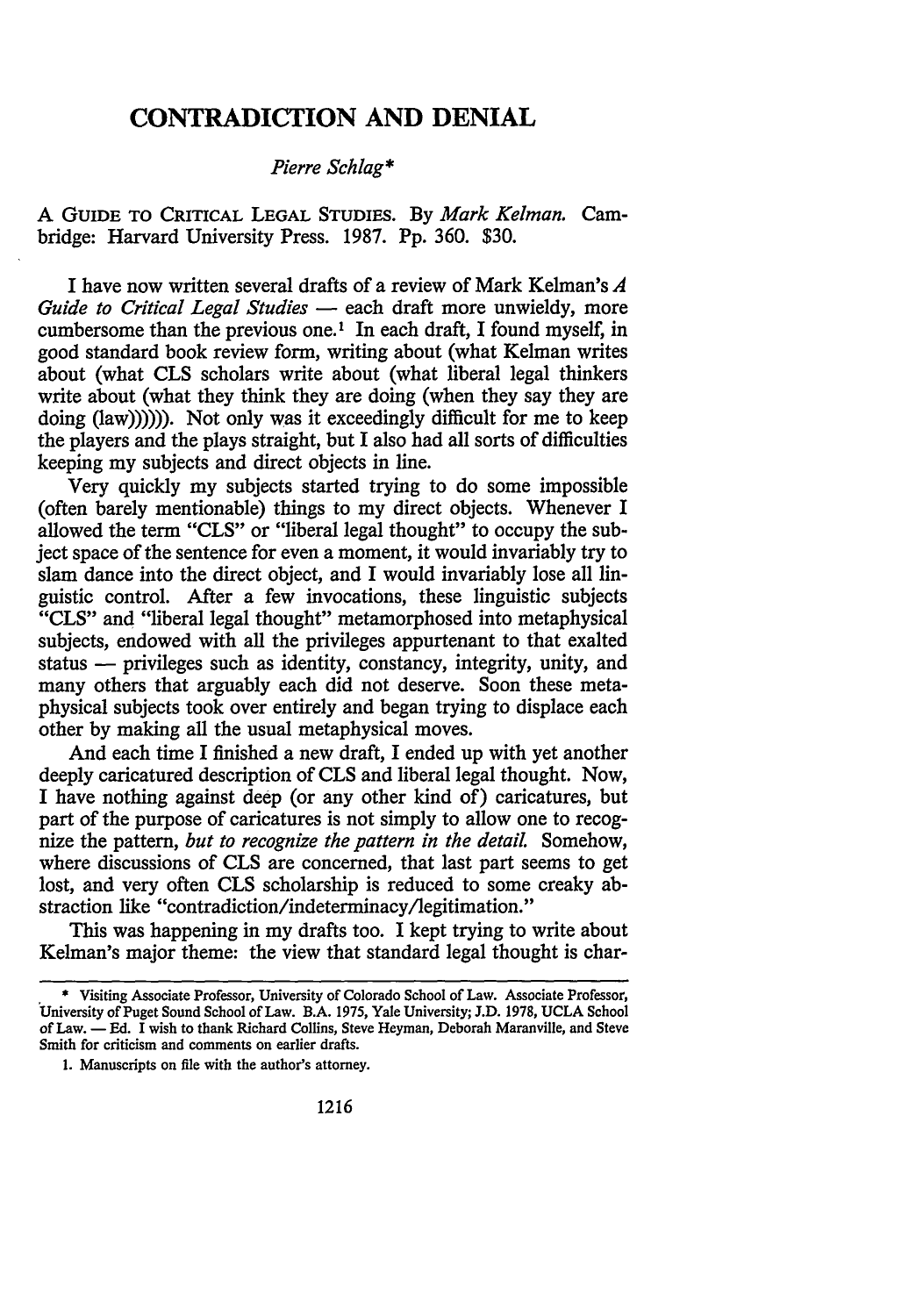# CONTRADICTION AND DENIAL

*Pierre Schlag*\*

A GUIDE TO CRITICAL LEGAL STUDIES. By *Mark Kelman*. Cambridge: Harvard University Press. 1987. Pp. 360. $30.

I have now written several drafts of a review of Mark Kelman's *A Guide to Critical Legal Studies* — each draft more unwieldy, more cumbersome than the previous one.[1] In each draft, I found myself, in good standard book review form, writing about (what Kelman writes about (what CLS scholars write about (what liberal legal thinkers write about (what they think they are doing (when they say they are doing (law)))))). Not only was it exceedingly difficult for me to keep the players and the plays straight, but I also had all sorts of difficulties keeping my subjects and direct objects in line.

Very quickly my subjects started trying to do some impossible (often barely mentionable) things to my direct objects. Whenever I allowed the term "CLS" or "liberal legal thought" to occupy the subject space of the sentence for even a moment, it would invariably try to slam dance into the direct object, and I would invariably lose all linguistic control. After a few invocations, these linguistic subjects "CLS" and "liberal legal thought" metamorphosed into metaphysical subjects, endowed with all the privileges appurtenant to that exalted status — privileges such as identity, constancy, integrity, unity, and many others that arguably each did not deserve. Soon these metaphysical subjects took over entirely and began trying to displace each other by making all the usual metaphysical moves.

And each time I finished a new draft, I ended up with yet another deeply caricatured description of CLS and liberal legal thought. Now, I have nothing against deep (or any other kind of) caricatures, but part of the purpose of caricatures is not simply to allow one to recognize the pattern, *but to recognize the pattern in the detail.* Somehow, where discussions of CLS are concerned, that last part seems to get lost, and very often CLS scholarship is reduced to some creaky abstraction like "contradiction/indeterminacy/legitimation."

This was happening in my drafts too. I kept trying to write about Kelman's major theme: the view that standard legal thought is char-

---

\* Visiting Associate Professor, University of Colorado School of Law. Associate Professor, University of Puget Sound School of Law. B.A. 1975, Yale University; J.D. 1978, UCLA School of Law. — Ed. I wish to thank Richard Collins, Steve Heyman, Deborah Maranville, and Steve Smith for criticism and comments on earlier drafts.

1. Manuscripts on file with the author's attorney.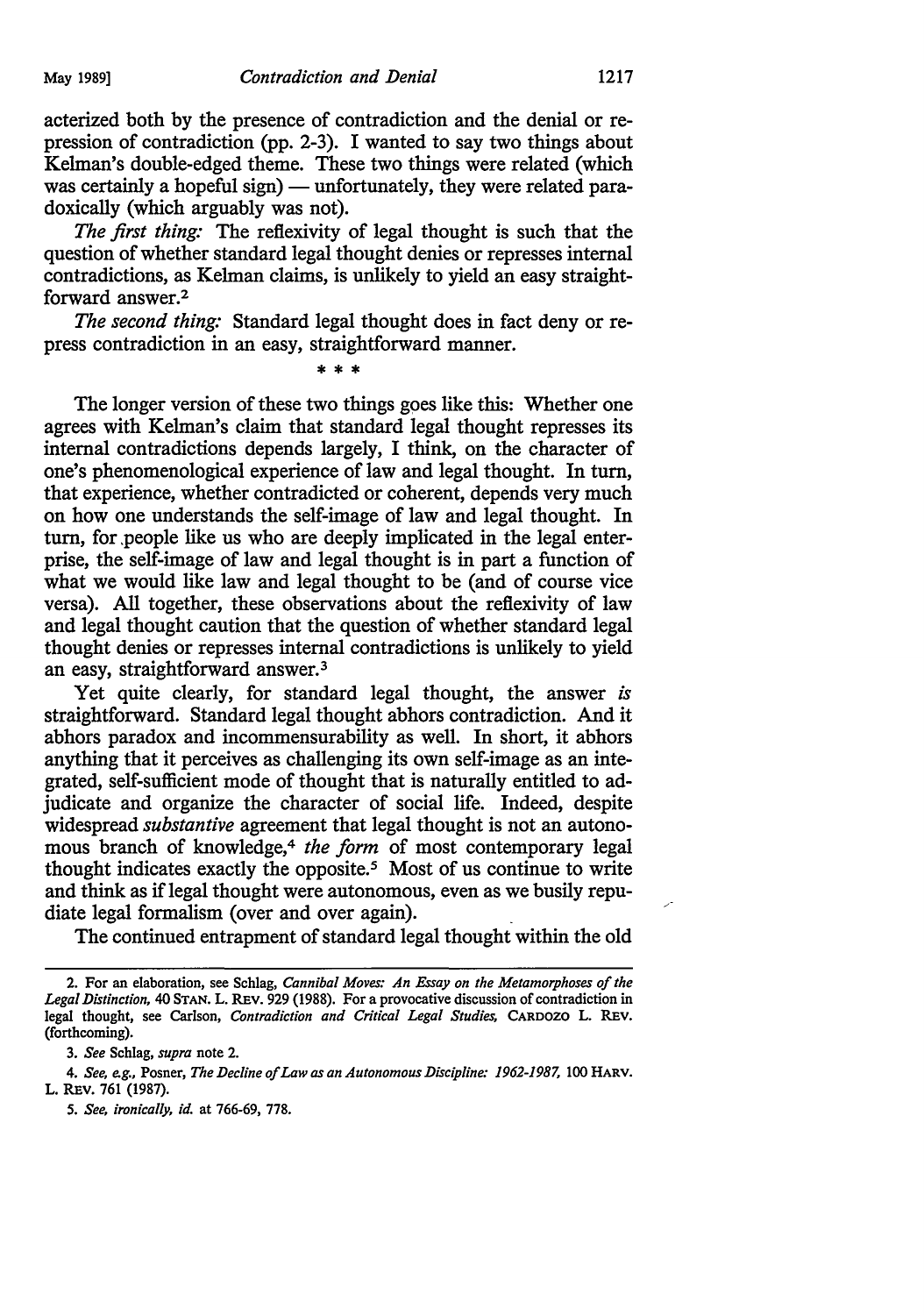acterized both by the presence of contradiction and the denial or repression of contradiction (pp. 2-3). I wanted to say two things about Kelman's double-edged theme. These two things were related (which was certainly a hopeful sign) — unfortunately, they were related paradoxically (which arguably was not).

*The first thing:* The reflexivity of legal thought is such that the question of whether standard legal thought denies or represses internal contradictions, as Kelman claims, is unlikely to yield an easy straightforward answer.[2]

*The second thing:* Standard legal thought does in fact deny or repress contradiction in an easy, straightforward manner.

\* \* \*

The longer version of these two things goes like this: Whether one agrees with Kelman's claim that standard legal thought represses its internal contradictions depends largely, I think, on the character of one's phenomenological experience of law and legal thought. In turn, that experience, whether contradicted or coherent, depends very much on how one understands the self-image of law and legal thought. In turn, for people like us who are deeply implicated in the legal enterprise, the self-image of law and legal thought is in part a function of what we would like law and legal thought to be (and of course vice versa). All together, these observations about the reflexivity of law and legal thought caution that the question of whether standard legal thought denies or represses internal contradictions is unlikely to yield an easy, straightforward answer.[3]

Yet quite clearly, for standard legal thought, the answer *is* straightforward. Standard legal thought abhors contradiction. And it abhors paradox and incommensurability as well. In short, it abhors anything that it perceives as challenging its own self-image as an integrated, self-sufficient mode of thought that is naturally entitled to adjudicate and organize the character of social life. Indeed, despite widespread *substantive* agreement that legal thought is not an autonomous branch of knowledge,[4] *the form* of most contemporary legal thought indicates exactly the opposite.[5] Most of us continue to write and think as if legal thought were autonomous, even as we busily repudiate legal formalism (over and over again).

The continued entrapment of standard legal thought within the old

---

2. For an elaboration, see Schlag, *Cannibal Moves: An Essay on the Metamorphoses of the Legal Distinction*, 40 STAN. L. REV. 929 (1988). For a provocative discussion of contradiction in legal thought, see Carlson, *Contradiction and Critical Legal Studies*, CARDOZO L. REV. (forthcoming).

3. *See* Schlag, *supra* note 2.

4. *See, e.g.*, Posner, *The Decline of Law as an Autonomous Discipline: 1962-1987*, 100 HARV. L. REV. 761 (1987).

5. *See, ironically, id.* at 766-69, 778.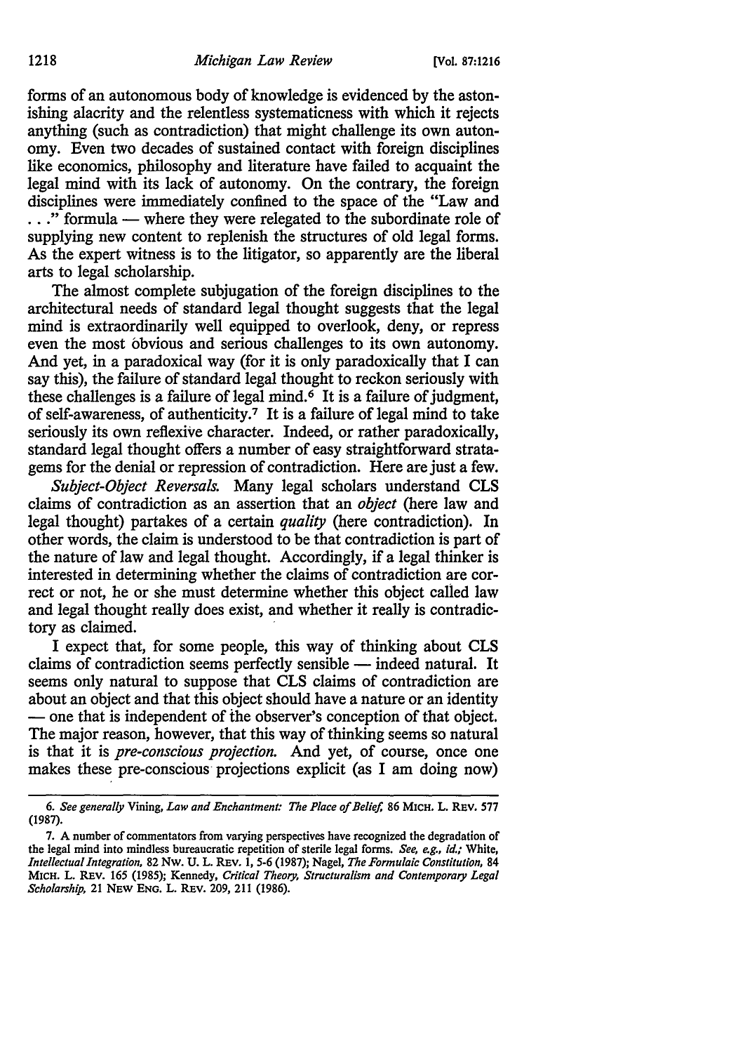forms of an autonomous body of knowledge is evidenced by the astonishing alacrity and the relentless systematicness with which it rejects anything (such as contradiction) that might challenge its own autonomy. Even two decades of sustained contact with foreign disciplines like economics, philosophy and literature have failed to acquaint the legal mind with its lack of autonomy. On the contrary, the foreign disciplines were immediately confined to the space of the "Law and . . ." formula — where they were relegated to the subordinate role of supplying new content to replenish the structures of old legal forms. As the expert witness is to the litigator, so apparently are the liberal arts to legal scholarship.

The almost complete subjugation of the foreign disciplines to the architectural needs of standard legal thought suggests that the legal mind is extraordinarily well equipped to overlook, deny, or repress even the most obvious and serious challenges to its own autonomy. And yet, in a paradoxical way (for it is only paradoxically that I can say this), the failure of standard legal thought to reckon seriously with these challenges is a failure of legal mind.[6] It is a failure of judgment, of self-awareness, of authenticity.[7] It is a failure of legal mind to take seriously its own reflexive character. Indeed, or rather paradoxically, standard legal thought offers a number of easy straightforward stratagems for the denial or repression of contradiction. Here are just a few.

*Subject-Object Reversals.* Many legal scholars understand CLS claims of contradiction as an assertion that an *object* (here law and legal thought) partakes of a certain *quality* (here contradiction). In other words, the claim is understood to be that contradiction is part of the nature of law and legal thought. Accordingly, if a legal thinker is interested in determining whether the claims of contradiction are correct or not, he or she must determine whether this object called law and legal thought really does exist, and whether it really is contradictory as claimed.

I expect that, for some people, this way of thinking about CLS claims of contradiction seems perfectly sensible — indeed natural. It seems only natural to suppose that CLS claims of contradiction are about an object and that this object should have a nature or an identity — one that is independent of the observer's conception of that object. The major reason, however, that this way of thinking seems so natural is that it is *pre-conscious projection.* And yet, of course, once one makes these pre-conscious projections explicit (as I am doing now)

6. *See generally* Vining, *Law and Enchantment: The Place of Belief,* 86 MICH. L. REV. 577 (1987).

7. A number of commentators from varying perspectives have recognized the degradation of the legal mind into mindless bureaucratic repetition of sterile legal forms. *See, e.g., id.;* White, *Intellectual Integration,* 82 NW. U. L. REV. 1, 5-6 (1987); Nagel, *The Formulaic Constitution,* 84 MICH. L. REV. 165 (1985); Kennedy, *Critical Theory, Structuralism and Contemporary Legal Scholarship,* 21 NEW ENG. L. REV. 209, 211 (1986).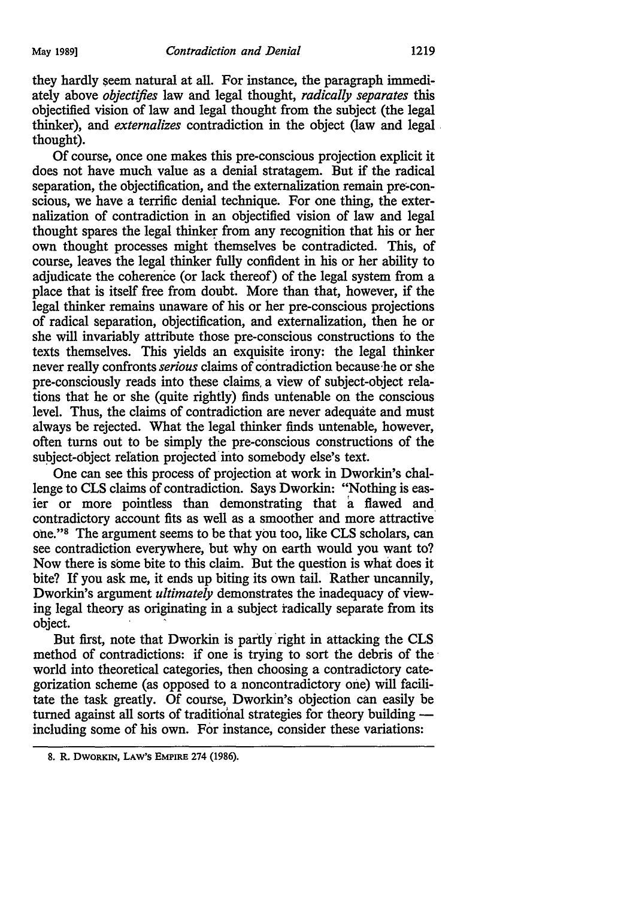they hardly seem natural at all. For instance, the paragraph immediately above *objectifies* law and legal thought, *radically separates* this objectified vision of law and legal thought from the subject (the legal thinker), and *externalizes* contradiction in the object (law and legal thought).

Of course, once one makes this pre-conscious projection explicit it does not have much value as a denial stratagem. But if the radical separation, the objectification, and the externalization remain pre-conscious, we have a terrific denial technique. For one thing, the externalization of contradiction in an objectified vision of law and legal thought spares the legal thinker from any recognition that his or her own thought processes might themselves be contradicted. This, of course, leaves the legal thinker fully confident in his or her ability to adjudicate the coherence (or lack thereof) of the legal system from a place that is itself free from doubt. More than that, however, if the legal thinker remains unaware of his or her pre-conscious projections of radical separation, objectification, and externalization, then he or she will invariably attribute those pre-conscious constructions to the texts themselves. This yields an exquisite irony: the legal thinker never really confronts *serious* claims of contradiction because he or she pre-consciously reads into these claims a view of subject-object relations that he or she (quite rightly) finds untenable on the conscious level. Thus, the claims of contradiction are never adequate and must always be rejected. What the legal thinker finds untenable, however, often turns out to be simply the pre-conscious constructions of the subject-object relation projected into somebody else's text.

One can see this process of projection at work in Dworkin's challenge to CLS claims of contradiction. Says Dworkin: "Nothing is easier or more pointless than demonstrating that a flawed and contradictory account fits as well as a smoother and more attractive one."[8] The argument seems to be that you too, like CLS scholars, can see contradiction everywhere, but why on earth would you want to? Now there is some bite to this claim. But the question is what does it bite? If you ask me, it ends up biting its own tail. Rather uncannily, Dworkin's argument *ultimately* demonstrates the inadequacy of viewing legal theory as originating in a subject radically separate from its object.

But first, note that Dworkin is partly right in attacking the CLS method of contradictions: if one is trying to sort the debris of the world into theoretical categories, then choosing a contradictory categorization scheme (as opposed to a noncontradictory one) will facilitate the task greatly. Of course, Dworkin's objection can easily be turned against all sorts of traditional strategies for theory building — including some of his own. For instance, consider these variations:

---

8. R. Dworkin, Law's Empire 274 (1986).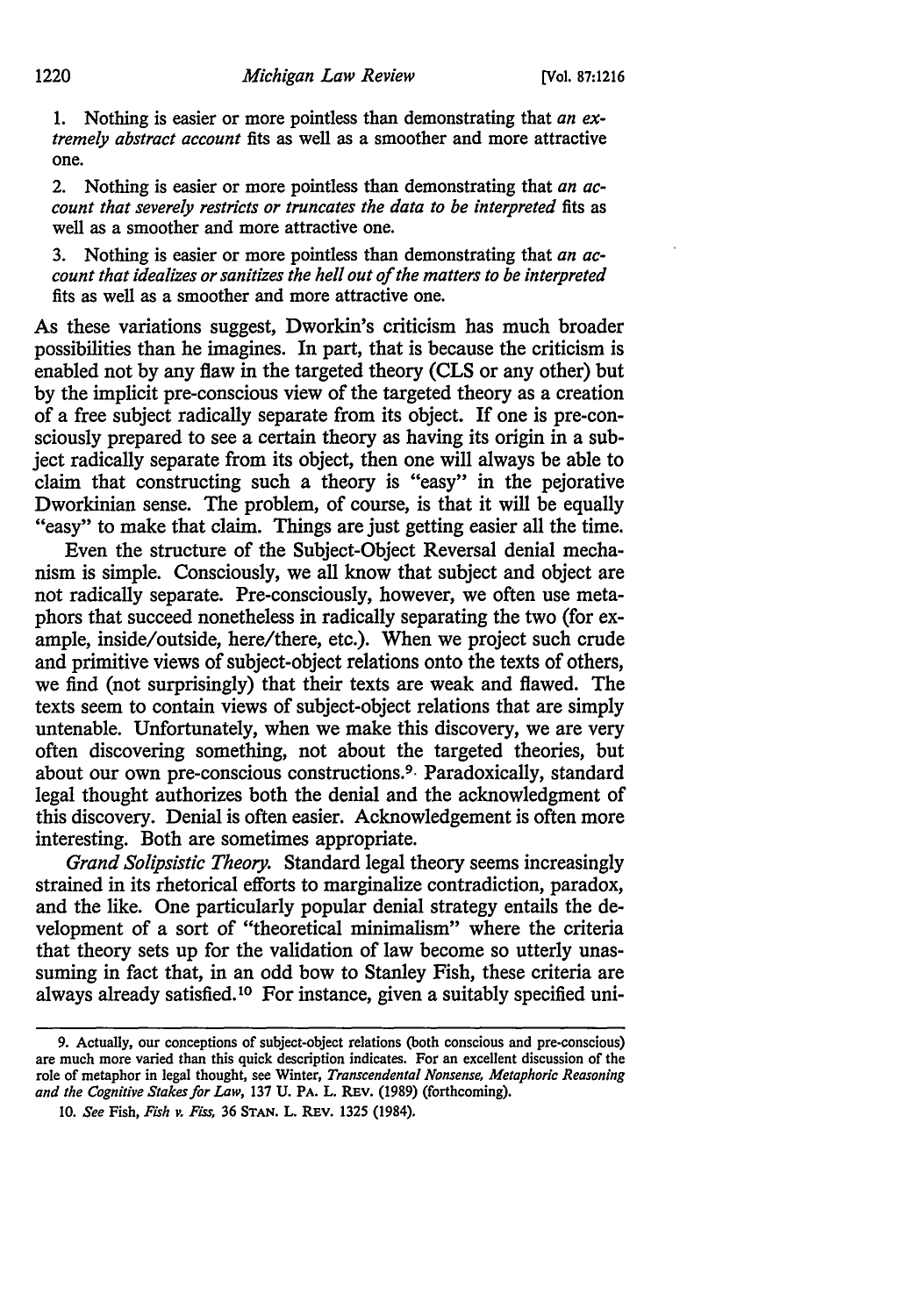1. Nothing is easier or more pointless than demonstrating that *an extremely abstract account* fits as well as a smoother and more attractive one.

2. Nothing is easier or more pointless than demonstrating that *an account that severely restricts or truncates the data to be interpreted* fits as well as a smoother and more attractive one.

3. Nothing is easier or more pointless than demonstrating that *an account that idealizes or sanitizes the hell out of the matters to be interpreted* fits as well as a smoother and more attractive one.

As these variations suggest, Dworkin's criticism has much broader possibilities than he imagines. In part, that is because the criticism is enabled not by any flaw in the targeted theory (CLS or any other) but by the implicit pre-conscious view of the targeted theory as a creation of a free subject radically separate from its object. If one is pre-consciously prepared to see a certain theory as having its origin in a subject radically separate from its object, then one will always be able to claim that constructing such a theory is "easy" in the pejorative Dworkinian sense. The problem, of course, is that it will be equally "easy" to make that claim. Things are just getting easier all the time.

Even the structure of the Subject-Object Reversal denial mechanism is simple. Consciously, we all know that subject and object are not radically separate. Pre-consciously, however, we often use metaphors that succeed nonetheless in radically separating the two (for example, inside/outside, here/there, etc.). When we project such crude and primitive views of subject-object relations onto the texts of others, we find (not surprisingly) that their texts are weak and flawed. The texts seem to contain views of subject-object relations that are simply untenable. Unfortunately, when we make this discovery, we are very often discovering something, not about the targeted theories, but about our own pre-conscious constructions.[9] Paradoxically, standard legal thought authorizes both the denial and the acknowledgment of this discovery. Denial is often easier. Acknowledgement is often more interesting. Both are sometimes appropriate.

*Grand Solipsistic Theory.* Standard legal theory seems increasingly strained in its rhetorical efforts to marginalize contradiction, paradox, and the like. One particularly popular denial strategy entails the development of a sort of "theoretical minimalism" where the criteria that theory sets up for the validation of law become so utterly unassuming in fact that, in an odd bow to Stanley Fish, these criteria are always already satisfied.[10] For instance, given a suitably specified uni-

9. Actually, our conceptions of subject-object relations (both conscious and pre-conscious) are much more varied than this quick description indicates. For an excellent discussion of the role of metaphor in legal thought, see Winter, *Transcendental Nonsense, Metaphoric Reasoning and the Cognitive Stakes for Law*, 137 U. PA. L. REV. (1989) (forthcoming).

10. *See* Fish, *Fish v. Fiss*, 36 STAN. L. REV. 1325 (1984).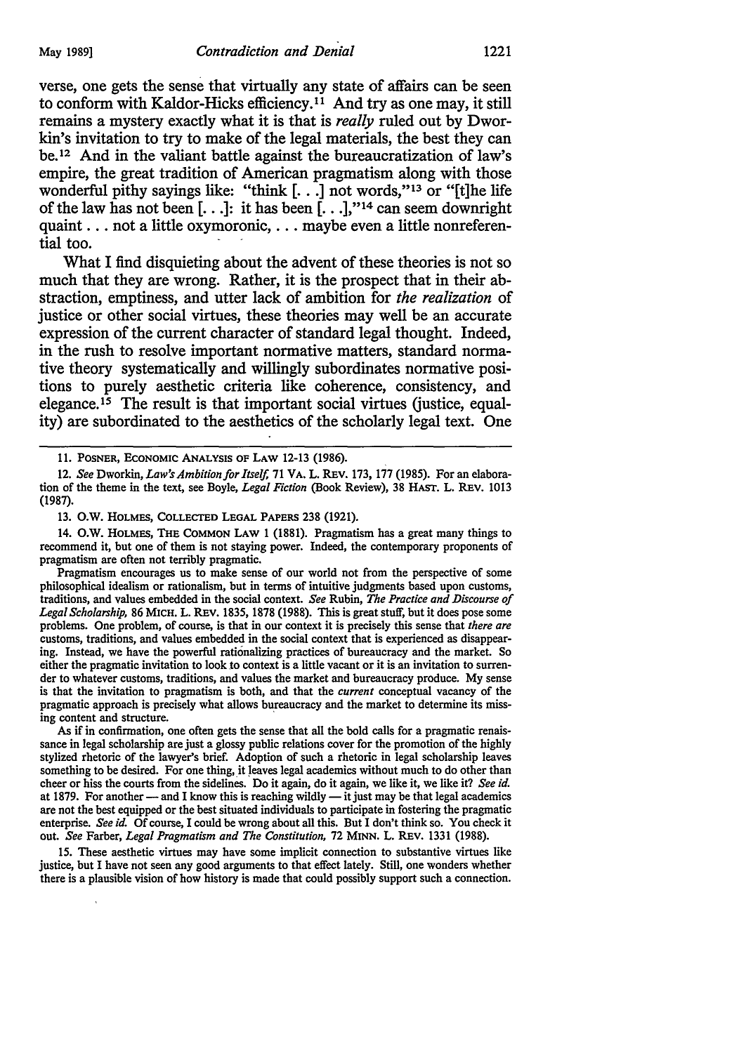verse, one gets the sense that virtually any state of affairs can be seen to conform with Kaldor-Hicks efficiency.[11] And try as one may, it still remains a mystery exactly what it is that is *really* ruled out by Dworkin's invitation to try to make of the legal materials, the best they can be.[12] And in the valiant battle against the bureaucratization of law's empire, the great tradition of American pragmatism along with those wonderful pithy sayings like: "think [. . .] not words,"[13] or "[t]he life of the law has not been [. . .]: it has been [. . .],"[14] can seem downright quaint . . . not a little oxymoronic, . . . maybe even a little nonreferential too.

What I find disquieting about the advent of these theories is not so much that they are wrong. Rather, it is the prospect that in their abstraction, emptiness, and utter lack of ambition for *the realization* of justice or other social virtues, these theories may well be an accurate expression of the current character of standard legal thought. Indeed, in the rush to resolve important normative matters, standard normative theory systematically and willingly subordinates normative positions to purely aesthetic criteria like coherence, consistency, and elegance.[15] The result is that important social virtues (justice, equality) are subordinated to the aesthetics of the scholarly legal text. One

---

11. POSNER, ECONOMIC ANALYSIS OF LAW 12-13 (1986).

12. *See* Dworkin, *Law's Ambition for Itself,* 71 VA. L. REV. 173, 177 (1985). For an elaboration of the theme in the text, see Boyle, *Legal Fiction* (Book Review), 38 HAST. L. REV. 1013 (1987).

13. O.W. HOLMES, COLLECTED LEGAL PAPERS 238 (1921).

14. O.W. HOLMES, THE COMMON LAW 1 (1881). Pragmatism has a great many things to recommend it, but one of them is not staying power. Indeed, the contemporary proponents of pragmatism are often not terribly pragmatic.

Pragmatism encourages us to make sense of our world not from the perspective of some philosophical idealism or rationalism, but in terms of intuitive judgments based upon customs, traditions, and values embedded in the social context. *See* Rubin, *The Practice and Discourse of Legal Scholarship,* 86 MICH. L. REV. 1835, 1878 (1988). This is great stuff, but it does pose some problems. One problem, of course, is that in our context it is precisely this sense that *there are* customs, traditions, and values embedded in the social context that is experienced as disappearing. Instead, we have the powerful rationalizing practices of bureaucracy and the market. So either the pragmatic invitation to look to context is a little vacant or it is an invitation to surrender to whatever customs, traditions, and values the market and bureaucracy produce. My sense is that the invitation to pragmatism is both, and that the *current* conceptual vacancy of the pragmatic approach is precisely what allows bureaucracy and the market to determine its missing content and structure.

As if in confirmation, one often gets the sense that all the bold calls for a pragmatic renaissance in legal scholarship are just a glossy public relations cover for the promotion of the highly stylized rhetoric of the lawyer's brief. Adoption of such a rhetoric in legal scholarship leaves something to be desired. For one thing, it leaves legal academics without much to do other than cheer or hiss the courts from the sidelines. Do it again, do it again, we like it, we like it? *See id.* at 1879. For another — and I know this is reaching wildly — it just may be that legal academics are not the best equipped or the best situated individuals to participate in fostering the pragmatic enterprise. *See id.* Of course, I could be wrong about all this. But I don't think so. You check it out. *See* Farber, *Legal Pragmatism and The Constitution,* 72 MINN. L. REV. 1331 (1988).

15. These aesthetic virtues may have some implicit connection to substantive virtues like justice, but I have not seen any good arguments to that effect lately. Still, one wonders whether there is a plausible vision of how history is made that could possibly support such a connection.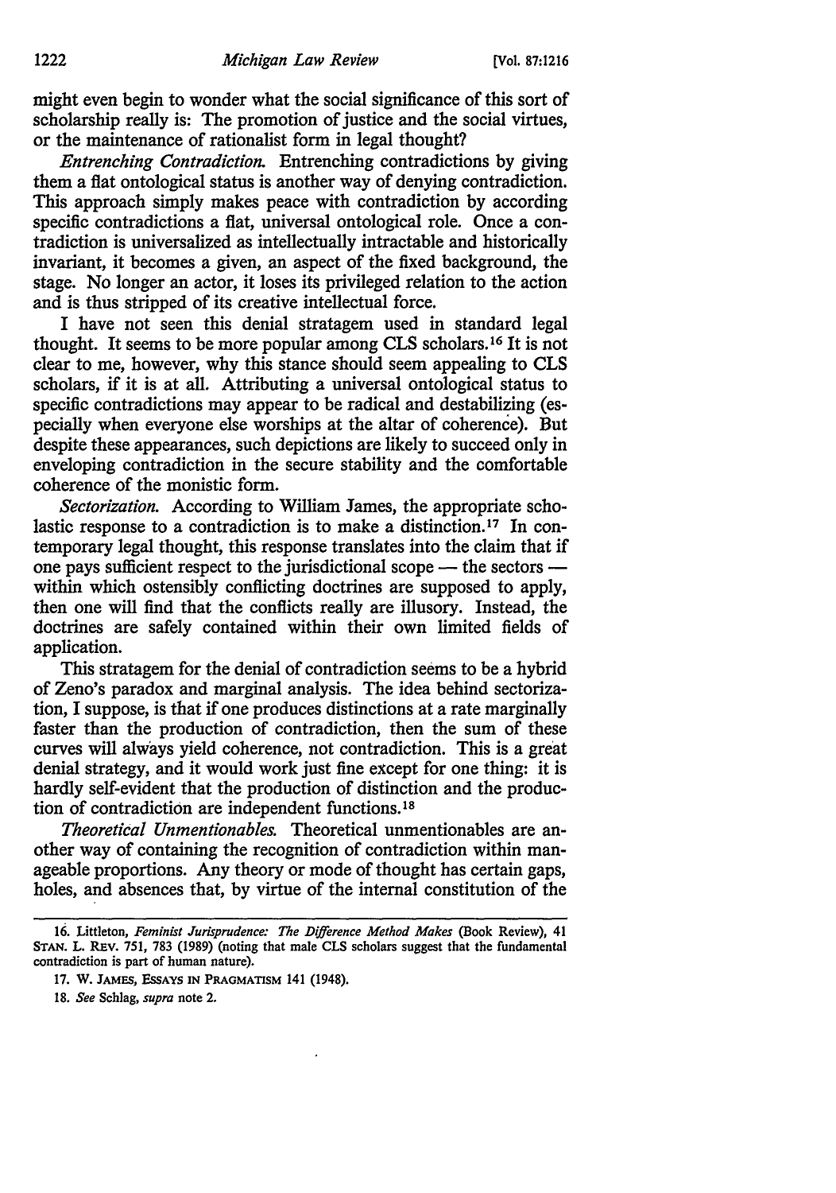might even begin to wonder what the social significance of this sort of scholarship really is: The promotion of justice and the social virtues, or the maintenance of rationalist form in legal thought?

*Entrenching Contradiction.* Entrenching contradictions by giving them a flat ontological status is another way of denying contradiction. This approach simply makes peace with contradiction by according specific contradictions a flat, universal ontological role. Once a contradiction is universalized as intellectually intractable and historically invariant, it becomes a given, an aspect of the fixed background, the stage. No longer an actor, it loses its privileged relation to the action and is thus stripped of its creative intellectual force.

I have not seen this denial stratagem used in standard legal thought. It seems to be more popular among CLS scholars.[16] It is not clear to me, however, why this stance should seem appealing to CLS scholars, if it is at all. Attributing a universal ontological status to specific contradictions may appear to be radical and destabilizing (especially when everyone else worships at the altar of coherence). But despite these appearances, such depictions are likely to succeed only in enveloping contradiction in the secure stability and the comfortable coherence of the monistic form.

*Sectorization.* According to William James, the appropriate scholastic response to a contradiction is to make a distinction.[17] In contemporary legal thought, this response translates into the claim that if one pays sufficient respect to the jurisdictional scope — the sectors — within which ostensibly conflicting doctrines are supposed to apply, then one will find that the conflicts really are illusory. Instead, the doctrines are safely contained within their own limited fields of application.

This stratagem for the denial of contradiction seems to be a hybrid of Zeno's paradox and marginal analysis. The idea behind sectorization, I suppose, is that if one produces distinctions at a rate marginally faster than the production of contradiction, then the sum of these curves will always yield coherence, not contradiction. This is a great denial strategy, and it would work just fine except for one thing: it is hardly self-evident that the production of distinction and the production of contradiction are independent functions.[18]

*Theoretical Unmentionables.* Theoretical unmentionables are another way of containing the recognition of contradiction within manageable proportions. Any theory or mode of thought has certain gaps, holes, and absences that, by virtue of the internal constitution of the

---

16. Littleton, *Feminist Jurisprudence: The Difference Method Makes* (Book Review), 41 STAN. L. REV. 751, 783 (1989) (noting that male CLS scholars suggest that the fundamental contradiction is part of human nature).

17. W. JAMES, ESSAYS IN PRAGMATISM 141 (1948).

18. *See* Schlag, *supra* note 2.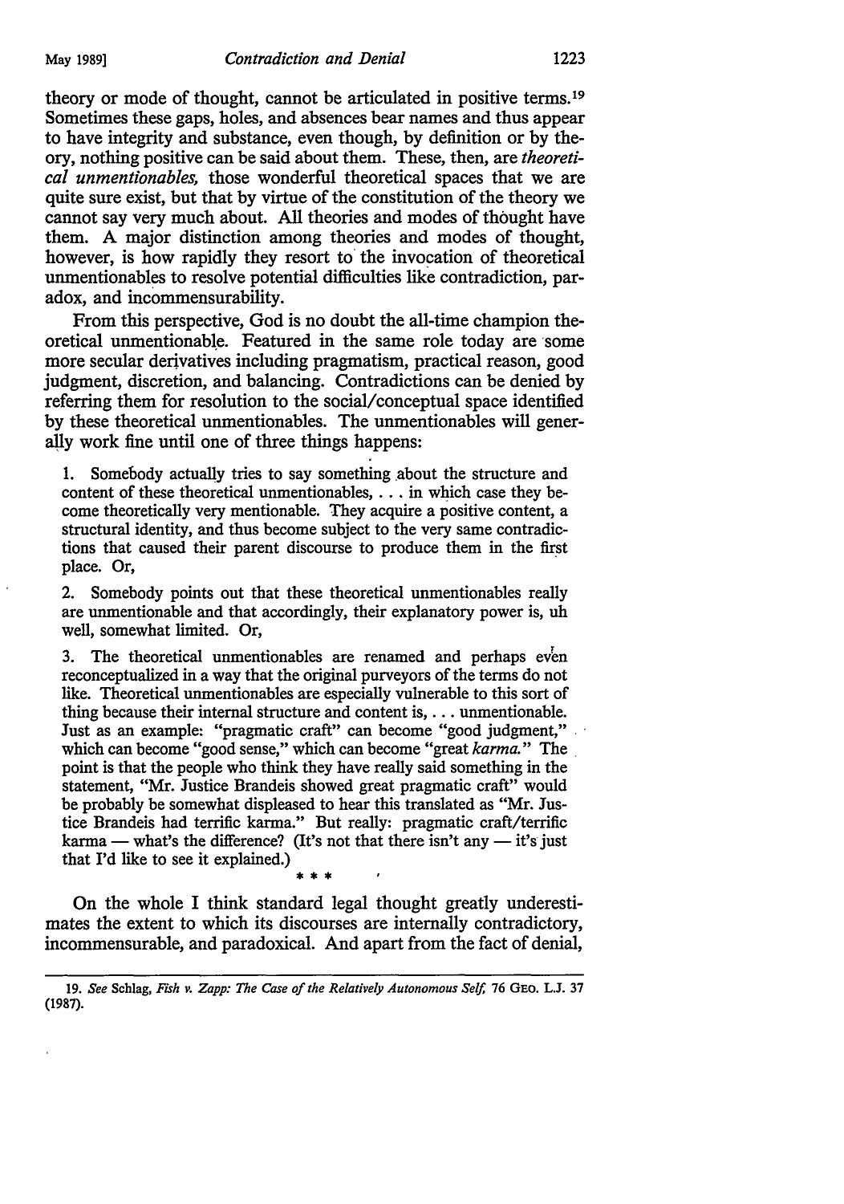theory or mode of thought, cannot be articulated in positive terms.[19] Sometimes these gaps, holes, and absences bear names and thus appear to have integrity and substance, even though, by definition or by theory, nothing positive can be said about them. These, then, are *theoretical unmentionables,* those wonderful theoretical spaces that we are quite sure exist, but that by virtue of the constitution of the theory we cannot say very much about. All theories and modes of thought have them. A major distinction among theories and modes of thought, however, is how rapidly they resort to the invocation of theoretical unmentionables to resolve potential difficulties like contradiction, paradox, and incommensurability.

From this perspective, God is no doubt the all-time champion theoretical unmentionable. Featured in the same role today are some more secular derivatives including pragmatism, practical reason, good judgment, discretion, and balancing. Contradictions can be denied by referring them for resolution to the social/conceptual space identified by these theoretical unmentionables. The unmentionables will generally work fine until one of three things happens:

> 1. Somebody actually tries to say something about the structure and content of these theoretical unmentionables, . . . in which case they become theoretically very mentionable. They acquire a positive content, a structural identity, and thus become subject to the very same contradictions that caused their parent discourse to produce them in the first place. Or,
>
> 2. Somebody points out that these theoretical unmentionables really are unmentionable and that accordingly, their explanatory power is, uh well, somewhat limited. Or,
>
> 3. The theoretical unmentionables are renamed and perhaps even reconceptualized in a way that the original purveyors of the terms do not like. Theoretical unmentionables are especially vulnerable to this sort of thing because their internal structure and content is, . . . unmentionable. Just as an example: "pragmatic craft" can become "good judgment," which can become "good sense," which can become "great *karma.*" The point is that the people who think they have really said something in the statement, "Mr. Justice Brandeis showed great pragmatic craft" would be probably be somewhat displeased to hear this translated as "Mr. Justice Brandeis had terrific karma." But really: pragmatic craft/terrific karma — what's the difference? (It's not that there isn't any — it's just that I'd like to see it explained.)

\* \* \*

On the whole I think standard legal thought greatly underestimates the extent to which its discourses are internally contradictory, incommensurable, and paradoxical. And apart from the fact of denial,

---

19. *See* Schlag, *Fish v. Zapp: The Case of the Relatively Autonomous Self,* 76 GEO. L.J. 37 (1987).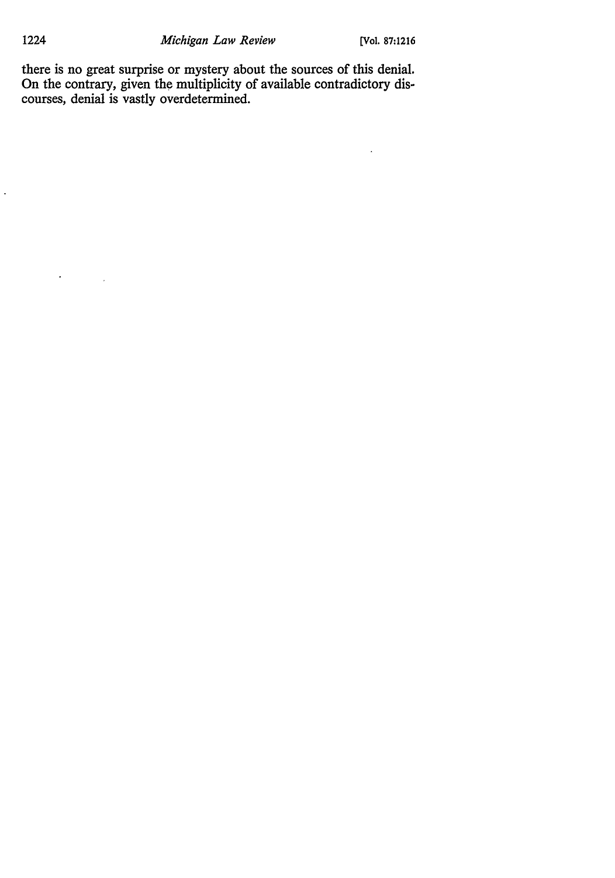there is no great surprise or mystery about the sources of this denial. On the contrary, given the multiplicity of available contradictory discourses, denial is vastly overdetermined.